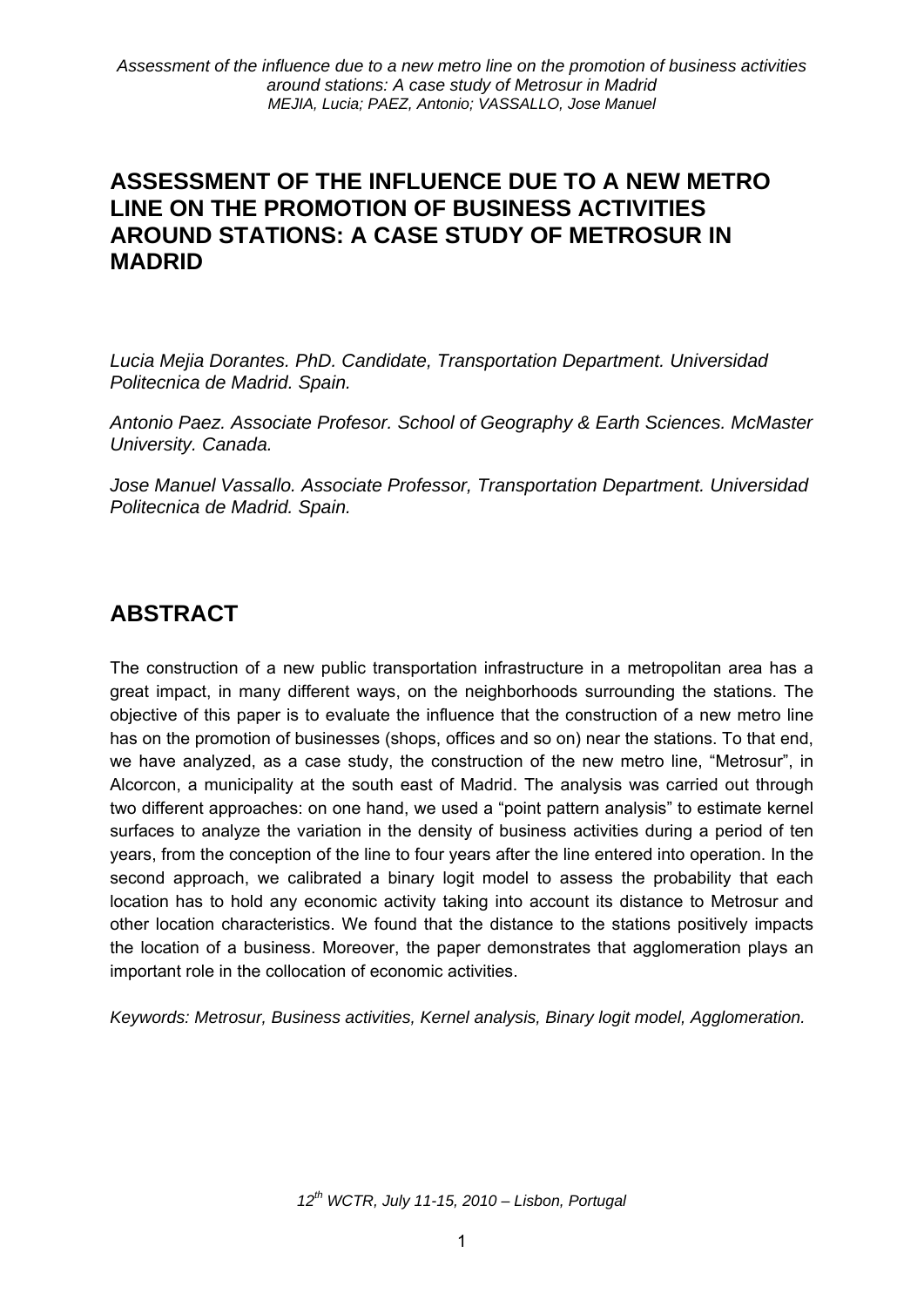# ASSESSMENT OF THE INFLUENCE DUE TO A NEW METRO LINE ON THE PROMOTION OF BUSINESS ACTIVITIES AROUND STATIONS: A CASE STUDY OF METROSUR IN MADRID

*Lucia Mejia Dorantes. PhD. Candidate, Transportation Department. Universidad Politecnica de Madrid. Spain.*

*Antonio Paez. Associate Profesor. School of Geography & Earth Sciences. McMaster University. Canada.*

*Jose Manuel Vassallo. Associate Professor, Transportation Department. Universidad Politecnica de Madrid. Spain.*

## ABSTRACT

The construction of a new public transportation infrastructure in a metropolitan area has a great impact, in many different ways, on the neighborhoods surrounding the stations. The objective of this paper is to evaluate the influence that the construction of a new metro line has on the promotion of businesses (shops, offices and so on) near the stations. To that end, we have analyzed, as a case study, the construction of the new metro line, "Metrosur", in Alcorcon, a municipality at the south east of Madrid. The analysis was carried out through two different approaches: on one hand, we used a "point pattern analysis" to estimate kernel surfaces to analyze the variation in the density of business activities during a period of ten years, from the conception of the line to four years after the line entered into operation. In the second approach, we calibrated a binary logit model to assess the probability that each location has to hold any economic activity taking into account its distance to Metrosur and other location characteristics. We found that the distance to the stations positively impacts the location of a business. Moreover, the paper demonstrates that agglomeration plays an important role in the collocation of economic activities.

*Keywords: Metrosur, Business activities, Kernel analysis, Binary logit model, Agglomeration.*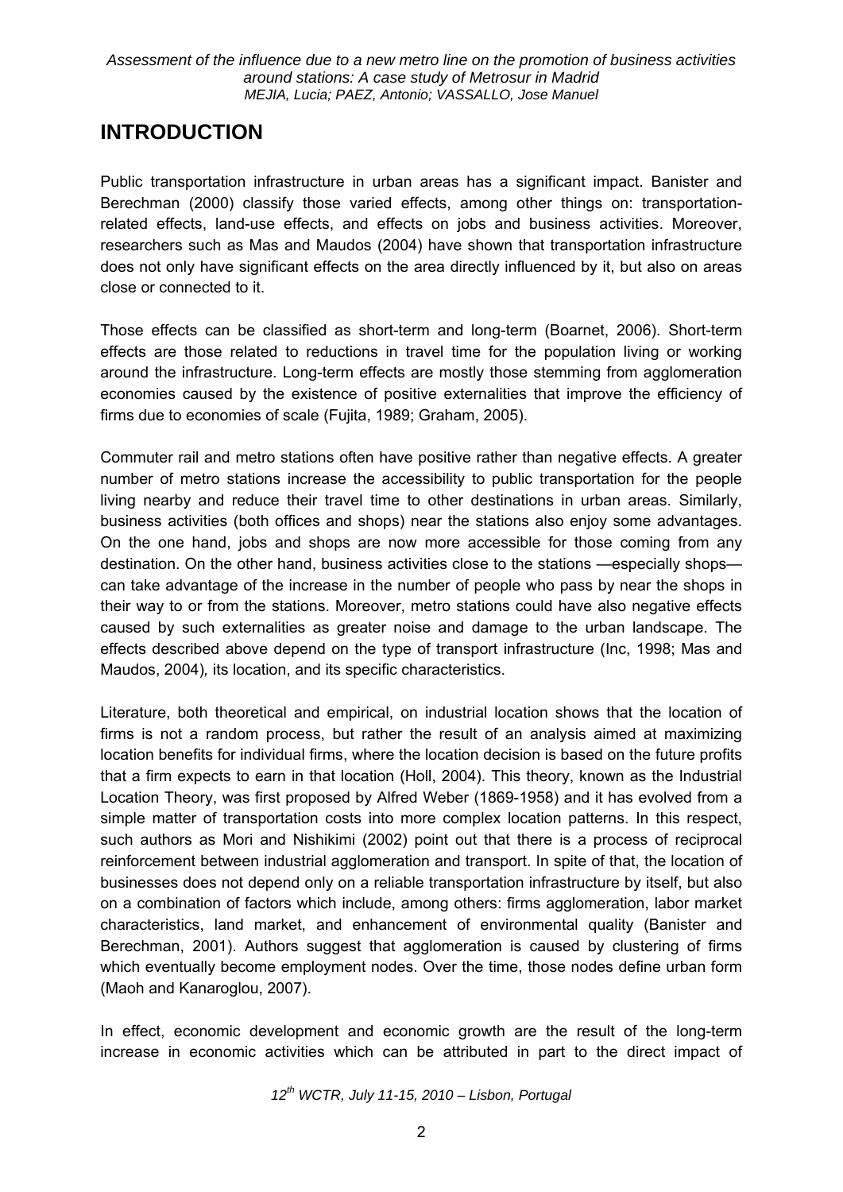# INTRODUCTION

Public transportation infrastructure in urban areas has a significant impact. Banister and Berechman (2000) classify those varied effects, among other things on: transportation-related effects, land-use effects, and effects on jobs and business activities. Moreover, researchers such as Mas and Maudos (2004) have shown that transportation infrastructure does not only have significant effects on the area directly influenced by it, but also on areas close or connected to it.

Those effects can be classified as short-term and long-term (Boarnet, 2006). Short-term effects are those related to reductions in travel time for the population living or working around the infrastructure. Long-term effects are mostly those stemming from agglomeration economies caused by the existence of positive externalities that improve the efficiency of firms due to economies of scale (Fujita, 1989; Graham, 2005).

Commuter rail and metro stations often have positive rather than negative effects. A greater number of metro stations increase the accessibility to public transportation for the people living nearby and reduce their travel time to other destinations in urban areas. Similarly, business activities (both offices and shops) near the stations also enjoy some advantages. On the one hand, jobs and shops are now more accessible for those coming from any destination. On the other hand, business activities close to the stations —especially shops— can take advantage of the increase in the number of people who pass by near the shops in their way to or from the stations. Moreover, metro stations could have also negative effects caused by such externalities as greater noise and damage to the urban landscape. The effects described above depend on the type of transport infrastructure (Inc, 1998; Mas and Maudos, 2004), its location, and its specific characteristics.

Literature, both theoretical and empirical, on industrial location shows that the location of firms is not a random process, but rather the result of an analysis aimed at maximizing location benefits for individual firms, where the location decision is based on the future profits that a firm expects to earn in that location (Holl, 2004). This theory, known as the Industrial Location Theory, was first proposed by Alfred Weber (1869-1958) and it has evolved from a simple matter of transportation costs into more complex location patterns. In this respect, such authors as Mori and Nishikimi (2002) point out that there is a process of reciprocal reinforcement between industrial agglomeration and transport. In spite of that, the location of businesses does not depend only on a reliable transportation infrastructure by itself, but also on a combination of factors which include, among others: firms agglomeration, labor market characteristics, land market, and enhancement of environmental quality (Banister and Berechman, 2001). Authors suggest that agglomeration is caused by clustering of firms which eventually become employment nodes. Over the time, those nodes define urban form (Maoh and Kanaroglou, 2007).

In effect, economic development and economic growth are the result of the long-term increase in economic activities which can be attributed in part to the direct impact of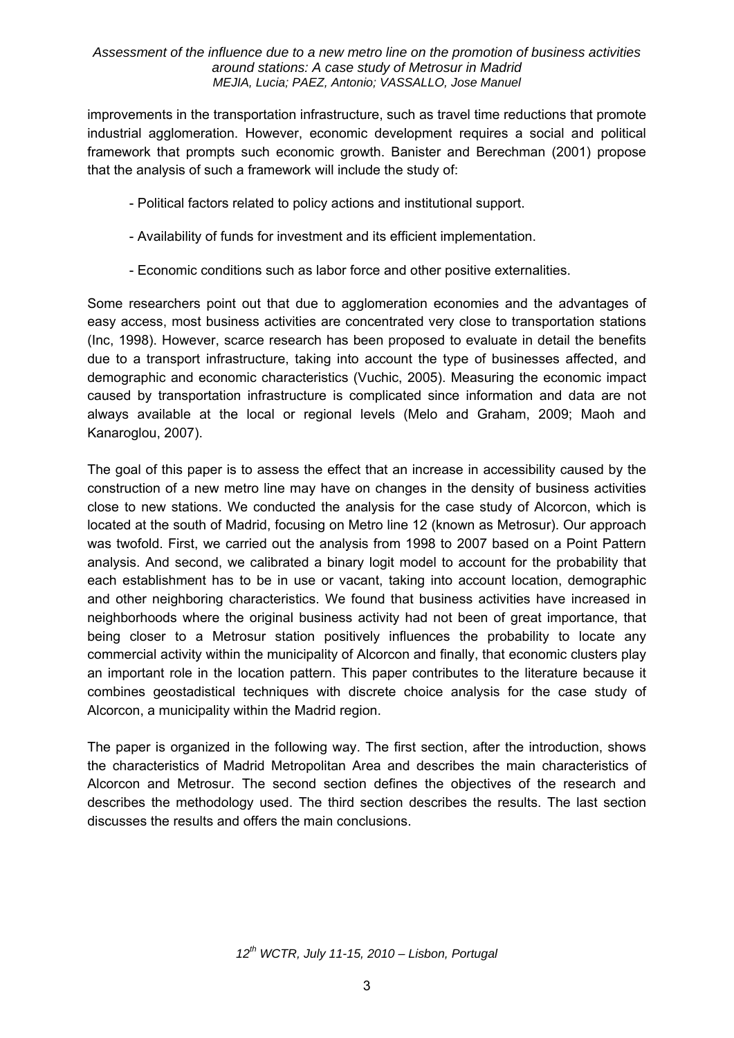improvements in the transportation infrastructure, such as travel time reductions that promote industrial agglomeration. However, economic development requires a social and political framework that prompts such economic growth. Banister and Berechman (2001) propose that the analysis of such a framework will include the study of:

- Political factors related to policy actions and institutional support.
- Availability of funds for investment and its efficient implementation.
- Economic conditions such as labor force and other positive externalities.

Some researchers point out that due to agglomeration economies and the advantages of easy access, most business activities are concentrated very close to transportation stations (Inc, 1998). However, scarce research has been proposed to evaluate in detail the benefits due to a transport infrastructure, taking into account the type of businesses affected, and demographic and economic characteristics (Vuchic, 2005). Measuring the economic impact caused by transportation infrastructure is complicated since information and data are not always available at the local or regional levels (Melo and Graham, 2009; Maoh and Kanaroglou, 2007).

The goal of this paper is to assess the effect that an increase in accessibility caused by the construction of a new metro line may have on changes in the density of business activities close to new stations. We conducted the analysis for the case study of Alcorcon, which is located at the south of Madrid, focusing on Metro line 12 (known as Metrosur). Our approach was twofold. First, we carried out the analysis from 1998 to 2007 based on a Point Pattern analysis. And second, we calibrated a binary logit model to account for the probability that each establishment has to be in use or vacant, taking into account location, demographic and other neighboring characteristics. We found that business activities have increased in neighborhoods where the original business activity had not been of great importance, that being closer to a Metrosur station positively influences the probability to locate any commercial activity within the municipality of Alcorcon and finally, that economic clusters play an important role in the location pattern. This paper contributes to the literature because it combines geostadistical techniques with discrete choice analysis for the case study of Alcorcon, a municipality within the Madrid region.

The paper is organized in the following way. The first section, after the introduction, shows the characteristics of Madrid Metropolitan Area and describes the main characteristics of Alcorcon and Metrosur. The second section defines the objectives of the research and describes the methodology used. The third section describes the results. The last section discusses the results and offers the main conclusions.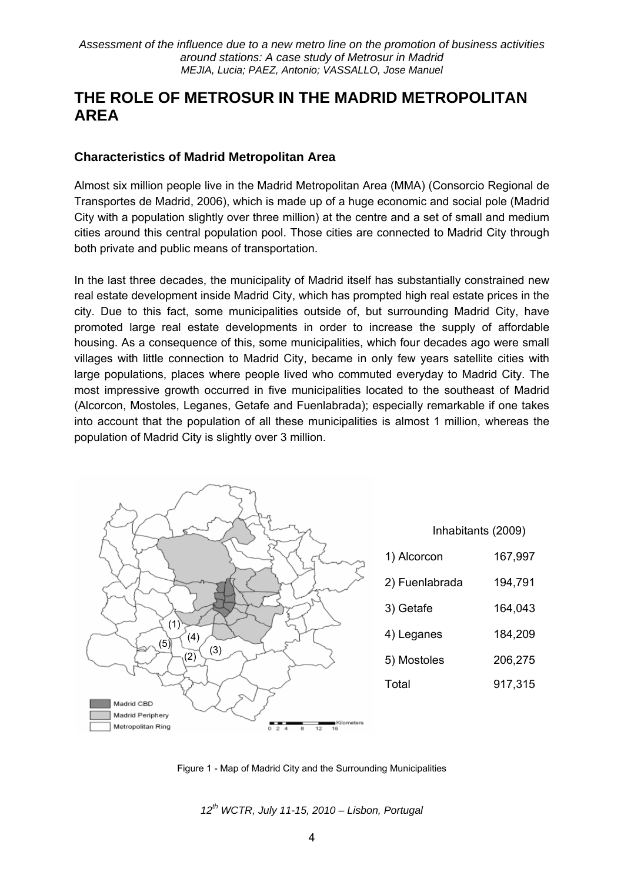# THE ROLE OF METROSUR IN THE MADRID METROPOLITAN AREA

## Characteristics of Madrid Metropolitan Area

Almost six million people live in the Madrid Metropolitan Area (MMA) (Consorcio Regional de Transportes de Madrid, 2006), which is made up of a huge economic and social pole (Madrid City with a population slightly over three million) at the centre and a set of small and medium cities around this central population pool. Those cities are connected to Madrid City through both private and public means of transportation.

In the last three decades, the municipality of Madrid itself has substantially constrained new real estate development inside Madrid City, which has prompted high real estate prices in the city. Due to this fact, some municipalities outside of, but surrounding Madrid City, have promoted large real estate developments in order to increase the supply of affordable housing. As a consequence of this, some municipalities, which four decades ago were small villages with little connection to Madrid City, became in only few years satellite cities with large populations, places where people lived who commuted everyday to Madrid City. The most impressive growth occurred in five municipalities located to the southeast of Madrid (Alcorcon, Mostoles, Leganes, Getafe and Fuenlabrada); especially remarkable if one takes into account that the population of all these municipalities is almost 1 million, whereas the population of Madrid City is slightly over 3 million.

| | Inhabitants (2009) |
|---|---|
| 1) Alcorcon | 167,997 |
| 2) Fuenlabrada | 194,791 |
| 3) Getafe | 164,043 |
| 4) Leganes | 184,209 |
| 5) Mostoles | 206,275 |
| Total | 917,315 |

Figure 1 - Map of Madrid City and the Surrounding Municipalities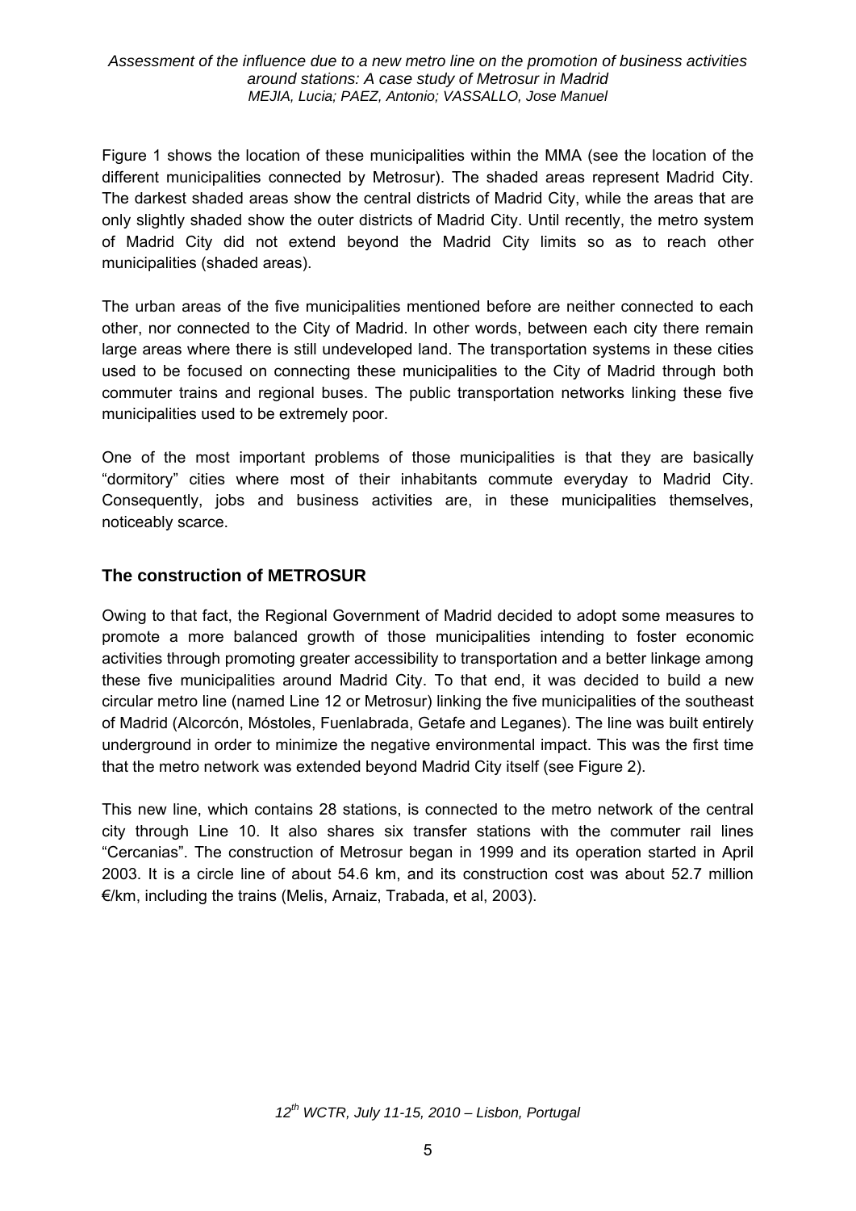Figure 1 shows the location of these municipalities within the MMA (see the location of the different municipalities connected by Metrosur). The shaded areas represent Madrid City. The darkest shaded areas show the central districts of Madrid City, while the areas that are only slightly shaded show the outer districts of Madrid City. Until recently, the metro system of Madrid City did not extend beyond the Madrid City limits so as to reach other municipalities (shaded areas).

The urban areas of the five municipalities mentioned before are neither connected to each other, nor connected to the City of Madrid. In other words, between each city there remain large areas where there is still undeveloped land. The transportation systems in these cities used to be focused on connecting these municipalities to the City of Madrid through both commuter trains and regional buses. The public transportation networks linking these five municipalities used to be extremely poor.

One of the most important problems of those municipalities is that they are basically "dormitory" cities where most of their inhabitants commute everyday to Madrid City. Consequently, jobs and business activities are, in these municipalities themselves, noticeably scarce.

## The construction of METROSUR

Owing to that fact, the Regional Government of Madrid decided to adopt some measures to promote a more balanced growth of those municipalities intending to foster economic activities through promoting greater accessibility to transportation and a better linkage among these five municipalities around Madrid City. To that end, it was decided to build a new circular metro line (named Line 12 or Metrosur) linking the five municipalities of the southeast of Madrid (Alcorcón, Móstoles, Fuenlabrada, Getafe and Leganes). The line was built entirely underground in order to minimize the negative environmental impact. This was the first time that the metro network was extended beyond Madrid City itself (see Figure 2).

This new line, which contains 28 stations, is connected to the metro network of the central city through Line 10. It also shares six transfer stations with the commuter rail lines "Cercanias". The construction of Metrosur began in 1999 and its operation started in April 2003. It is a circle line of about 54.6 km, and its construction cost was about 52.7 million €/km, including the trains (Melis, Arnaiz, Trabada, et al, 2003).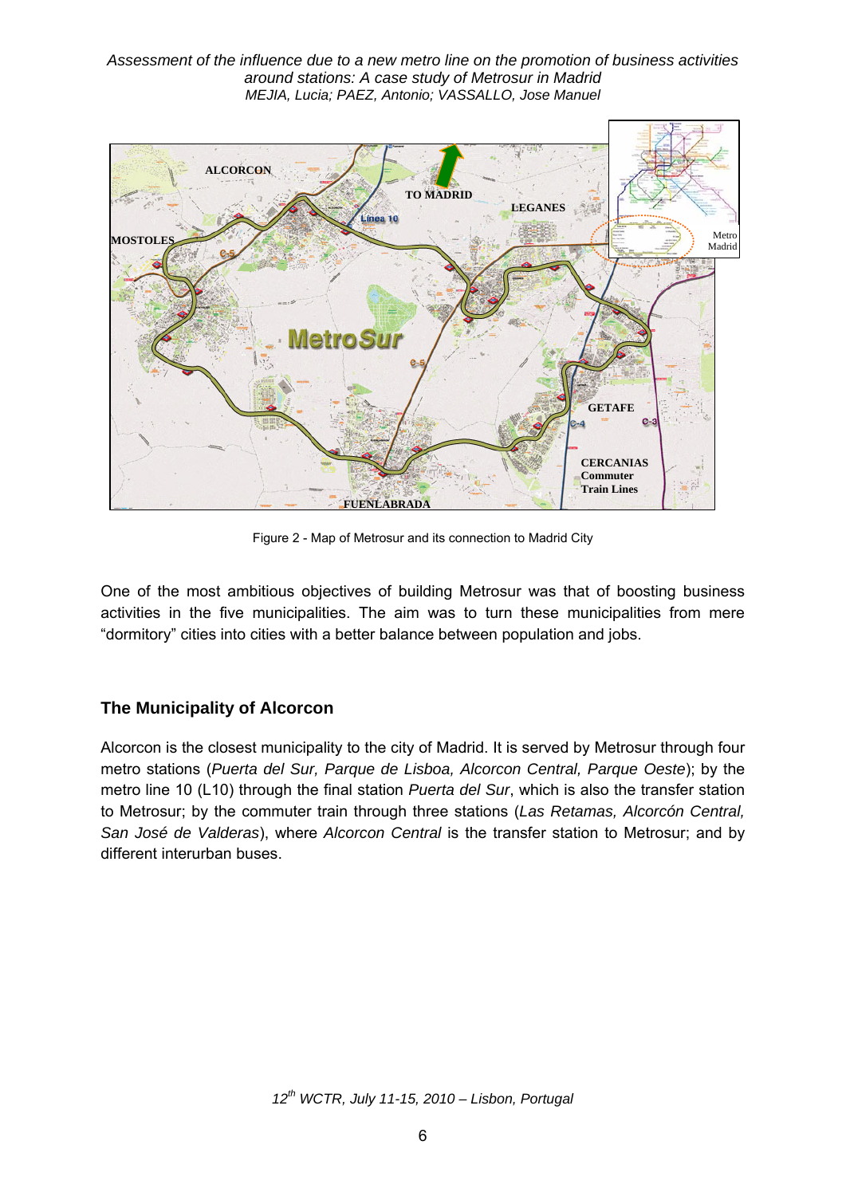Figure 2 - Map of Metrosur and its connection to Madrid City

One of the most ambitious objectives of building Metrosur was that of boosting business activities in the five municipalities. The aim was to turn these municipalities from mere "dormitory" cities into cities with a better balance between population and jobs.

## The Municipality of Alcorcon

Alcorcon is the closest municipality to the city of Madrid. It is served by Metrosur through four metro stations (*Puerta del Sur, Parque de Lisboa, Alcorcon Central, Parque Oeste*); by the metro line 10 (L10) through the final station *Puerta del Sur*, which is also the transfer station to Metrosur; by the commuter train through three stations (*Las Retamas, Alcorcón Central, San José de Valderas*), where *Alcorcon Central* is the transfer station to Metrosur; and by different interurban buses.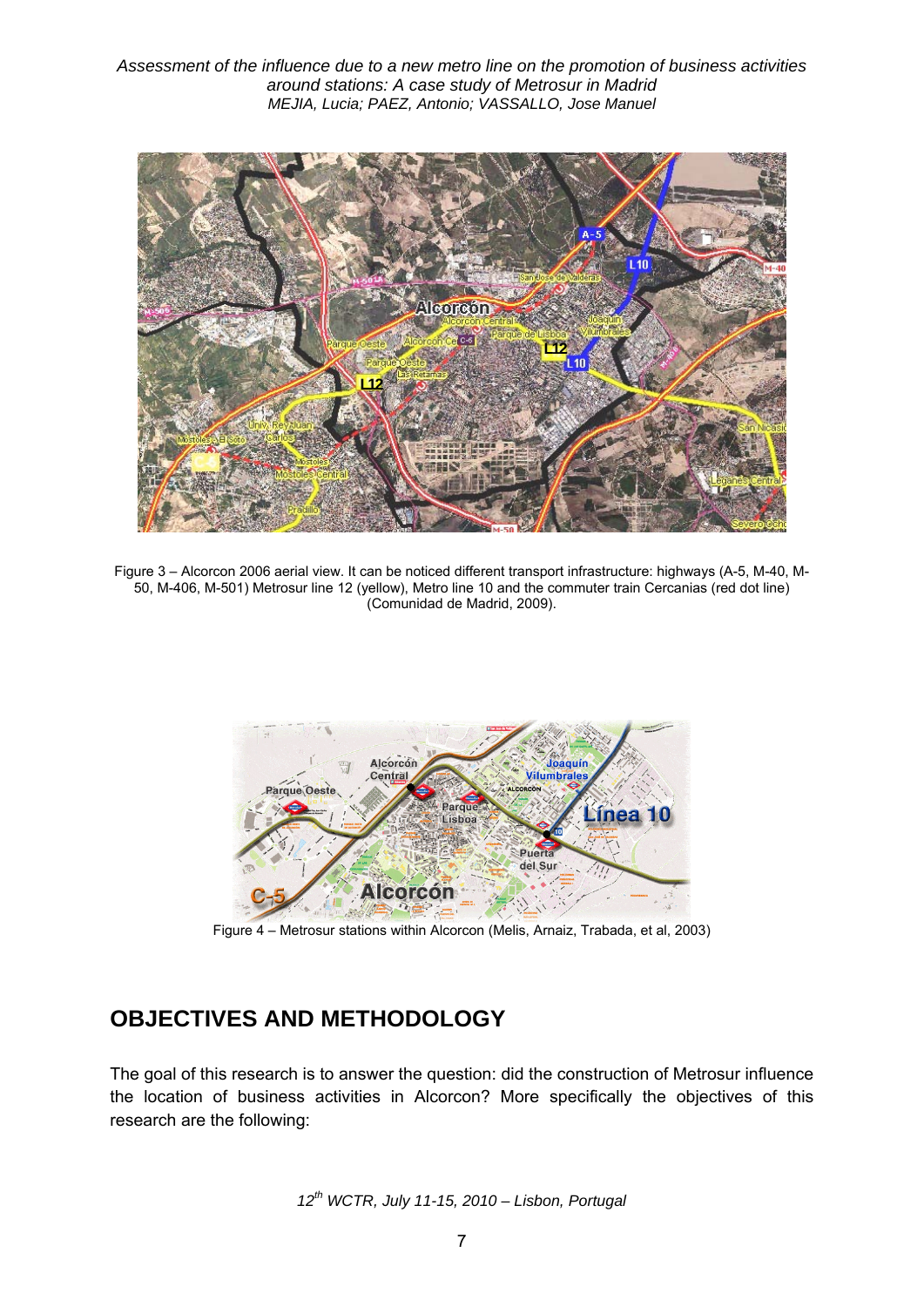Figure 3 – Alcorcon 2006 aerial view. It can be noticed different transport infrastructure: highways (A-5, M-40, M-50, M-406, M-501) Metrosur line 12 (yellow), Metro line 10 and the commuter train Cercanias (red dot line) (Comunidad de Madrid, 2009).

Figure 4 – Metrosur stations within Alcorcon (Melis, Arnaiz, Trabada, et al, 2003)

## OBJECTIVES AND METHODOLOGY

The goal of this research is to answer the question: did the construction of Metrosur influence the location of business activities in Alcorcon? More specifically the objectives of this research are the following: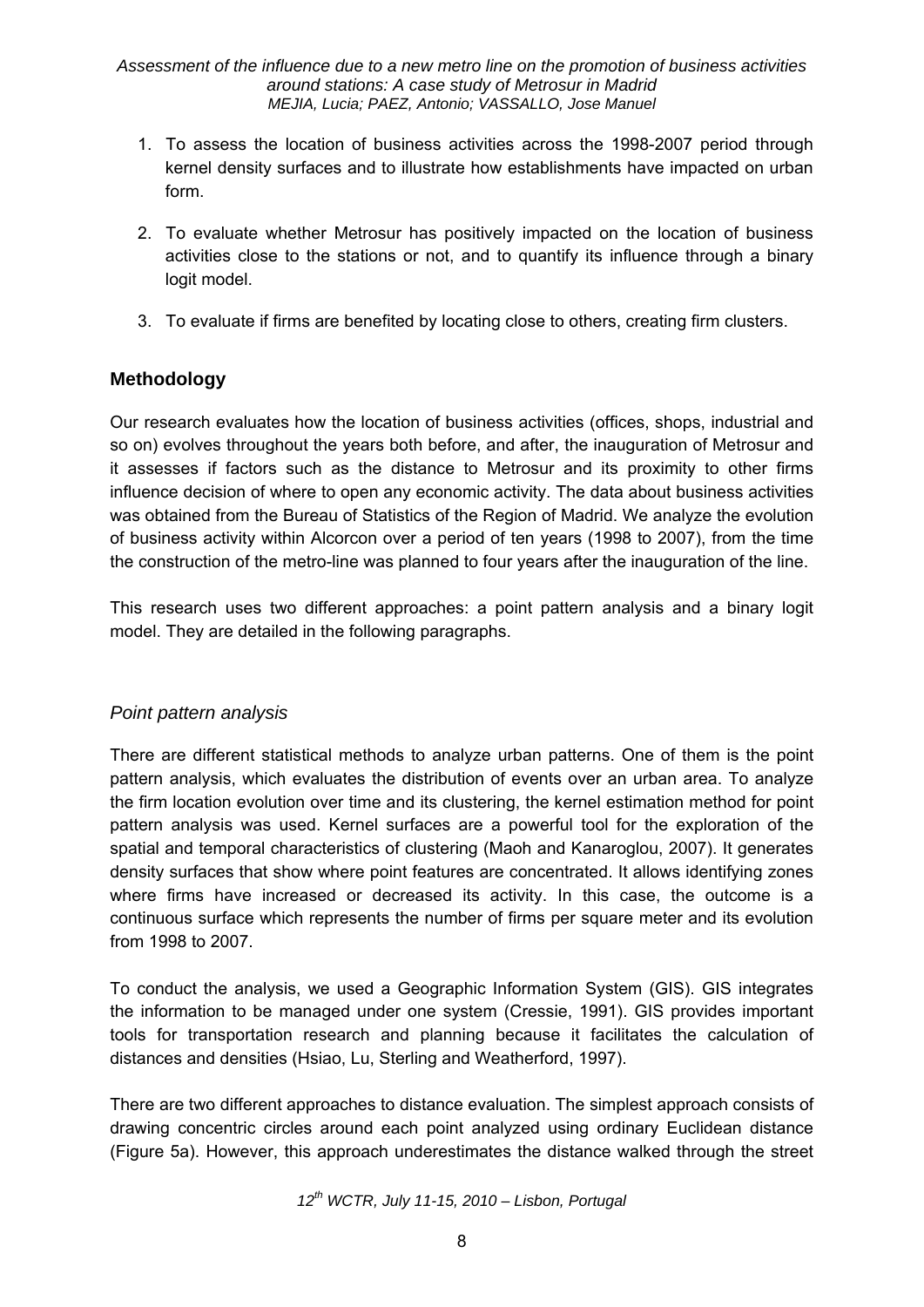1. To assess the location of business activities across the 1998-2007 period through kernel density surfaces and to illustrate how establishments have impacted on urban form.

2. To evaluate whether Metrosur has positively impacted on the location of business activities close to the stations or not, and to quantify its influence through a binary logit model.

3. To evaluate if firms are benefited by locating close to others, creating firm clusters.

## Methodology

Our research evaluates how the location of business activities (offices, shops, industrial and so on) evolves throughout the years both before, and after, the inauguration of Metrosur and it assesses if factors such as the distance to Metrosur and its proximity to other firms influence decision of where to open any economic activity. The data about business activities was obtained from the Bureau of Statistics of the Region of Madrid. We analyze the evolution of business activity within Alcorcon over a period of ten years (1998 to 2007), from the time the construction of the metro-line was planned to four years after the inauguration of the line.

This research uses two different approaches: a point pattern analysis and a binary logit model. They are detailed in the following paragraphs.

### *Point pattern analysis*

There are different statistical methods to analyze urban patterns. One of them is the point pattern analysis, which evaluates the distribution of events over an urban area. To analyze the firm location evolution over time and its clustering, the kernel estimation method for point pattern analysis was used. Kernel surfaces are a powerful tool for the exploration of the spatial and temporal characteristics of clustering (Maoh and Kanaroglou, 2007). It generates density surfaces that show where point features are concentrated. It allows identifying zones where firms have increased or decreased its activity. In this case, the outcome is a continuous surface which represents the number of firms per square meter and its evolution from 1998 to 2007.

To conduct the analysis, we used a Geographic Information System (GIS). GIS integrates the information to be managed under one system (Cressie, 1991). GIS provides important tools for transportation research and planning because it facilitates the calculation of distances and densities (Hsiao, Lu, Sterling and Weatherford, 1997).

There are two different approaches to distance evaluation. The simplest approach consists of drawing concentric circles around each point analyzed using ordinary Euclidean distance (Figure 5a). However, this approach underestimates the distance walked through the street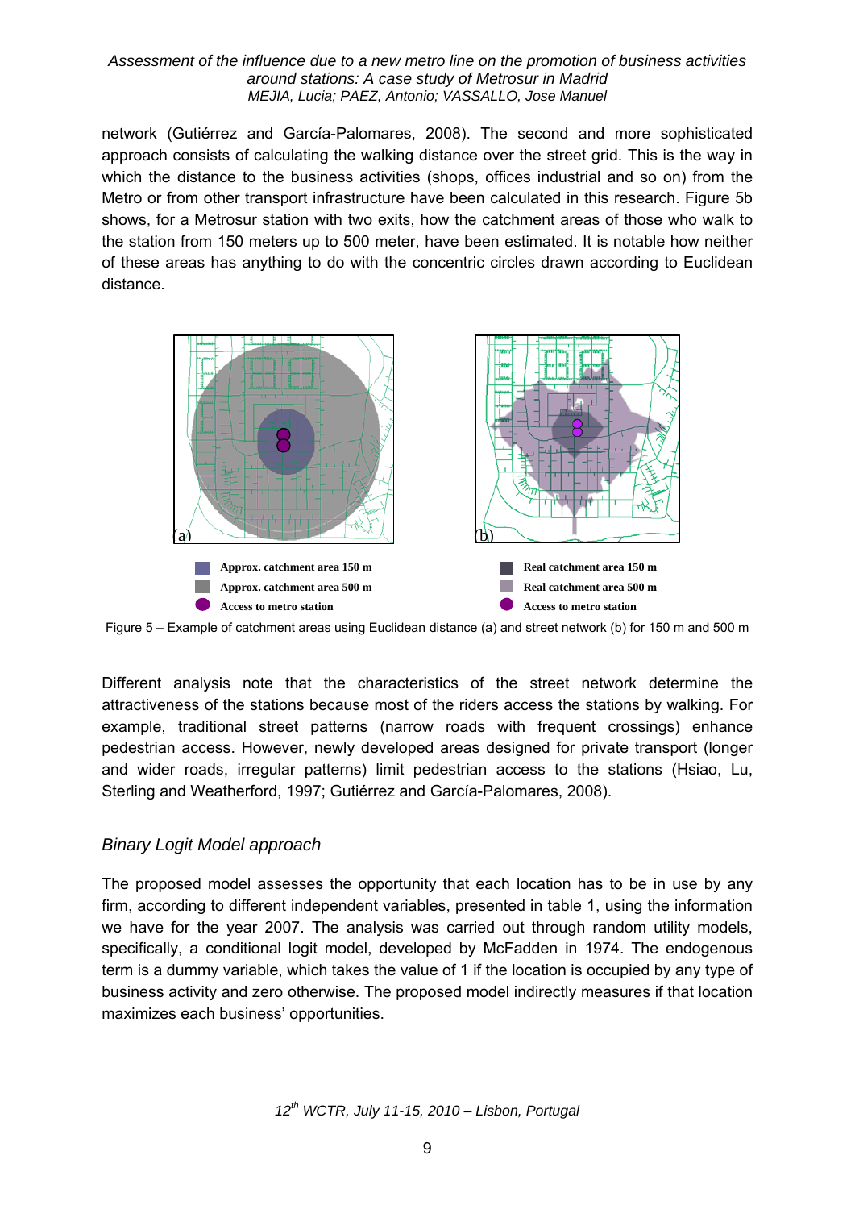network (Gutiérrez and García-Palomares, 2008). The second and more sophisticated approach consists of calculating the walking distance over the street grid. This is the way in which the distance to the business activities (shops, offices industrial and so on) from the Metro or from other transport infrastructure have been calculated in this research. Figure 5b shows, for a Metrosur station with two exits, how the catchment areas of those who walk to the station from 150 meters up to 500 meter, have been estimated. It is notable how neither of these areas has anything to do with the concentric circles drawn according to Euclidean distance.

(a)

Approx. catchment area 150 m
Approx. catchment area 500 m
Access to metro station

(b)

Real catchment area 150 m
Real catchment area 500 m
Access to metro station

Figure 5 – Example of catchment areas using Euclidean distance (a) and street network (b) for 150 m and 500 m

Different analysis note that the characteristics of the street network determine the attractiveness of the stations because most of the riders access the stations by walking. For example, traditional street patterns (narrow roads with frequent crossings) enhance pedestrian access. However, newly developed areas designed for private transport (longer and wider roads, irregular patterns) limit pedestrian access to the stations (Hsiao, Lu, Sterling and Weatherford, 1997; Gutiérrez and García-Palomares, 2008).

### *Binary Logit Model approach*

The proposed model assesses the opportunity that each location has to be in use by any firm, according to different independent variables, presented in table 1, using the information we have for the year 2007. The analysis was carried out through random utility models, specifically, a conditional logit model, developed by McFadden in 1974. The endogenous term is a dummy variable, which takes the value of 1 if the location is occupied by any type of business activity and zero otherwise. The proposed model indirectly measures if that location maximizes each business' opportunities.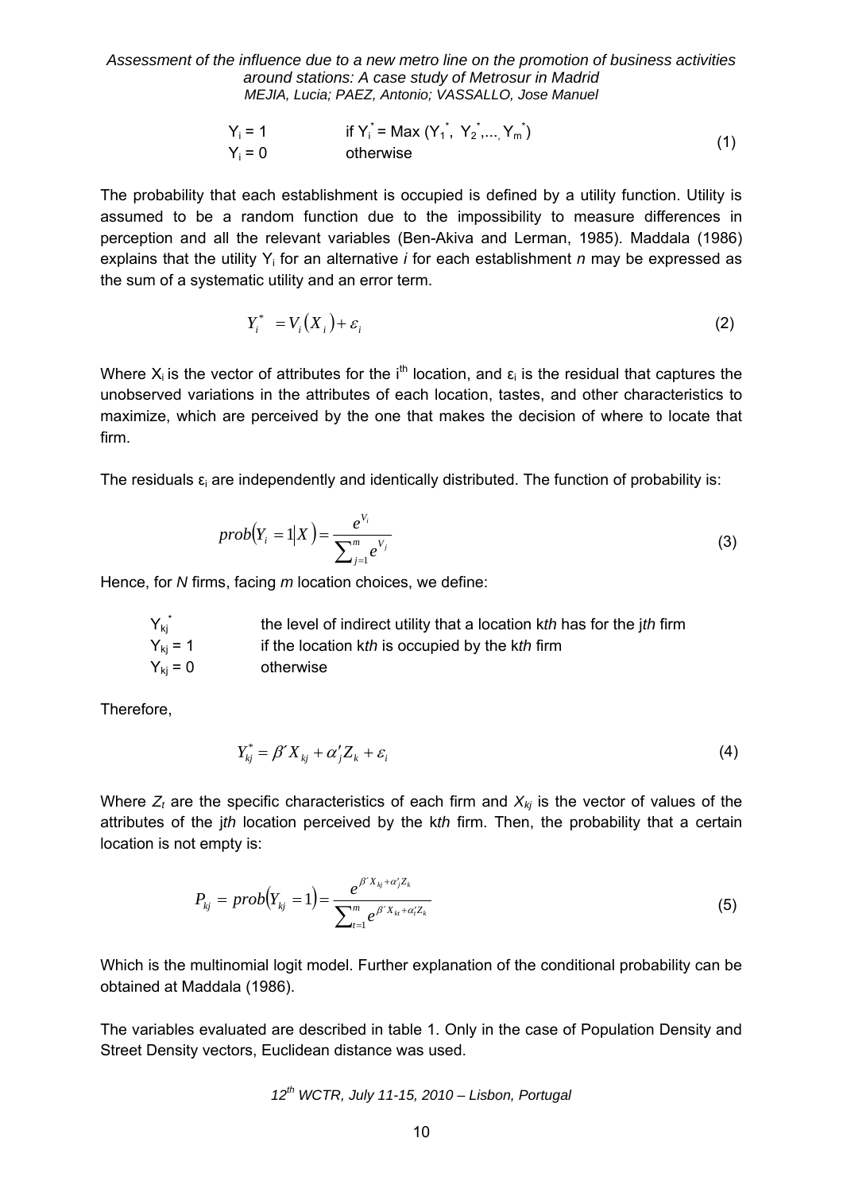$$
\begin{array}{ll}
Y_i = 1 & \text{if } Y_i^* = \text{Max}\,(Y_1^*,\ Y_2^*, \ldots, Y_m^*) \\
Y_i = 0 & \text{otherwise}
\end{array}
\tag{1}
$$

The probability that each establishment is occupied is defined by a utility function. Utility is assumed to be a random function due to the impossibility to measure differences in perception and all the relevant variables (Ben-Akiva and Lerman, 1985). Maddala (1986) explains that the utility $Y_i$ for an alternative *i* for each establishment *n* may be expressed as the sum of a systematic utility and an error term.

$$
Y_i^* = V_i(X_i) + \varepsilon_i \tag{2}
$$

Where $X_i$ is the vector of attributes for the $i^{th}$ location, and $\varepsilon_i$ is the residual that captures the unobserved variations in the attributes of each location, tastes, and other characteristics to maximize, which are perceived by the one that makes the decision of where to locate that firm.

The residuals $\varepsilon_i$ are independently and identically distributed. The function of probability is:

$$
prob(Y_i = 1 | X) = \frac{e^{V_i}}{\sum_{j=1}^{m} e^{V_j}} \tag{3}
$$

Hence, for *N* firms, facing *m* location choices, we define:

| | |
|---|---|
| $Y_{kj}^*$ | the level of indirect utility that a location k*th* has for the j*th* firm |
| $Y_{kj} = 1$ | if the location k*th* is occupied by the k*th* firm |
| $Y_{kj} = 0$ | otherwise |

Therefore,

$$
Y_{kj}^* = \beta' X_{kj} + \alpha_j' Z_k + \varepsilon_i \tag{4}
$$

Where $Z_t$ are the specific characteristics of each firm and $X_{kj}$ is the vector of values of the attributes of the j*th* location perceived by the k*th* firm. Then, the probability that a certain location is not empty is:

$$
P_{kj} = prob(Y_{kj} = 1) = \frac{e^{\beta' X_{kj} + \alpha_j' Z_k}}{\sum_{t=1}^{m} e^{\beta' X_{kt} + \alpha_t' Z_k}} \tag{5}
$$

Which is the multinomial logit model. Further explanation of the conditional probability can be obtained at Maddala (1986).

The variables evaluated are described in table 1. Only in the case of Population Density and Street Density vectors, Euclidean distance was used.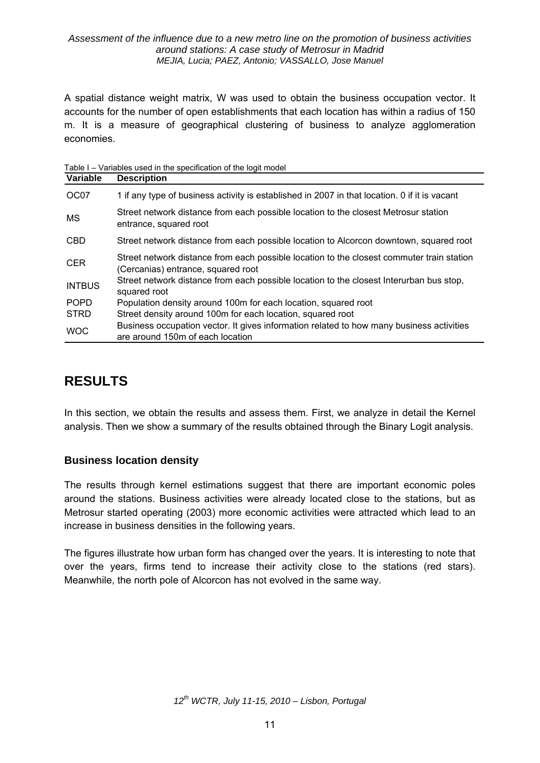A spatial distance weight matrix, W was used to obtain the business occupation vector. It accounts for the number of open establishments that each location has within a radius of 150 m. It is a measure of geographical clustering of business to analyze agglomeration economies.

Table I – Variables used in the specification of the logit model

| Variable | Description |
|---|---|
| OC07 | 1 if any type of business activity is established in 2007 in that location. 0 if it is vacant |
| MS | Street network distance from each possible location to the closest Metrosur station entrance, squared root |
| CBD | Street network distance from each possible location to Alcorcon downtown, squared root |
| CER | Street network distance from each possible location to the closest commuter train station (Cercanias) entrance, squared root |
| INTBUS | Street network distance from each possible location to the closest Interurban bus stop, squared root |
| POPD | Population density around 100m for each location, squared root |
| STRD | Street density around 100m for each location, squared root |
| WOC | Business occupation vector. It gives information related to how many business activities are around 150m of each location |

## RESULTS

In this section, we obtain the results and assess them. First, we analyze in detail the Kernel analysis. Then we show a summary of the results obtained through the Binary Logit analysis.

### Business location density

The results through kernel estimations suggest that there are important economic poles around the stations. Business activities were already located close to the stations, but as Metrosur started operating (2003) more economic activities were attracted which lead to an increase in business densities in the following years.

The figures illustrate how urban form has changed over the years. It is interesting to note that over the years, firms tend to increase their activity close to the stations (red stars). Meanwhile, the north pole of Alcorcon has not evolved in the same way.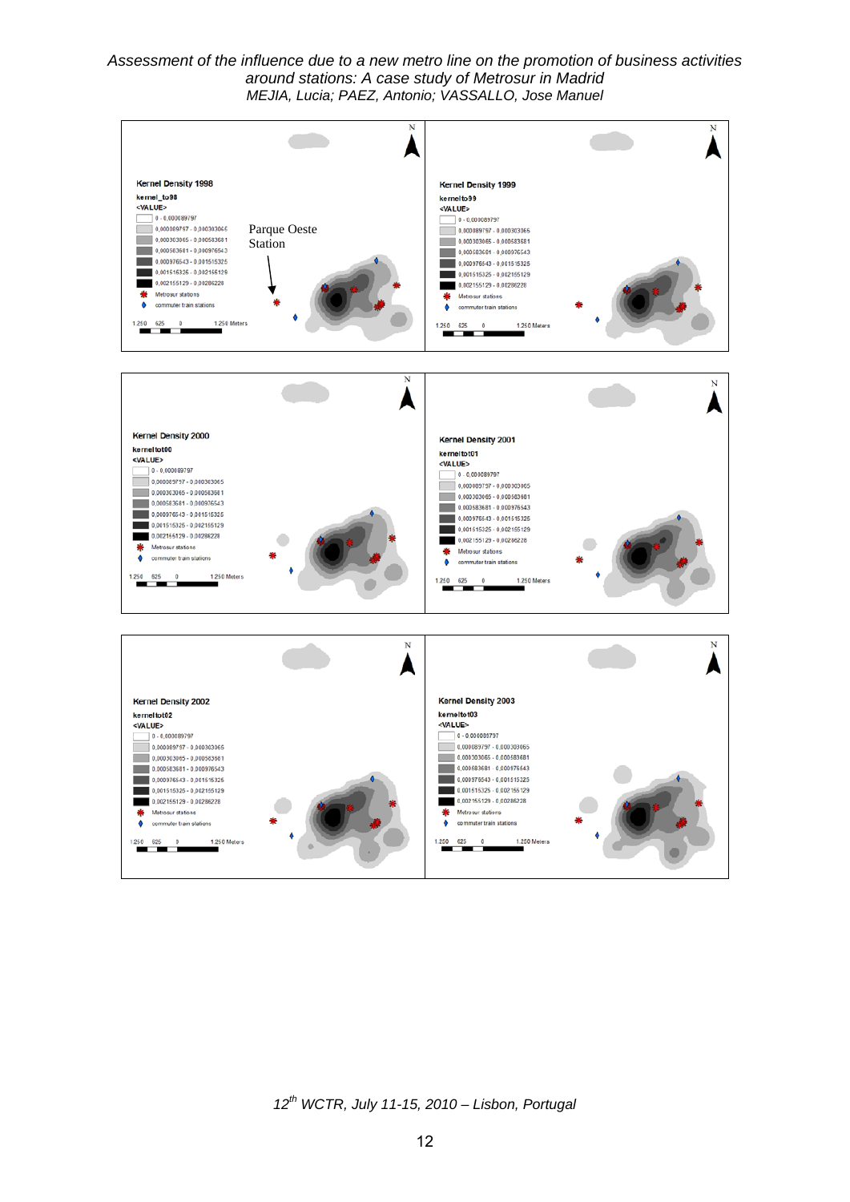**Kernel Density 1998**

kernel_to98

<VALUE>

- 0 - 0,000089797
- 0,000089797 - 0,000303065
- 0,000303065 - 0,000583681
- 0,000583681 - 0,000976543
- 0,000976543 - 0,001515325
- 0,001515325 - 0,002155129
- 0,002155129 - 0,00286228
- Metrosur stations
- commuter train stations

1.250 625 0 1.250 Meters

Parque Oeste Station

**Kernel Density 1999**

kernelto99

<VALUE>

- 0 - 0,000089797
- 0,000089797 - 0,000303065
- 0,000303065 - 0,000583681
- 0,000583681 - 0,000976543
- 0,000976543 - 0,001515325
- 0,001515325 - 0,002155129
- 0,002155129 - 0,00286228
- Metrosur stations
- commuter train stations

1.250 625 0 1.250 Meters

**Kernel Density 2000**

kerneltot00

<VALUE>

- 0 - 0,000089797
- 0,000089797 - 0,000303065
- 0,000303065 - 0,000583681
- 0,000583681 - 0,000976543
- 0,000976543 - 0,001515325
- 0,001515325 - 0,002155129
- 0,002155129 - 0,00286228
- Metrosur stations
- commuter train stations

1.250 625 0 1.250 Meters

**Kernel Density 2001**

kerneltot01

<VALUE>

- 0 - 0,000089797
- 0,000089797 - 0,000303065
- 0,000303065 - 0,000583681
- 0,000583681 - 0,000976543
- 0,000976543 - 0,001515325
- 0,001515325 - 0,002155129
- 0,002155129 - 0,00286228
- Metrosur stations
- commuter train stations

1.250 625 0 1.250 Meters

**Kernel Density 2002**

kerneltot02

<VALUE>

- 0 - 0,000089797
- 0,000089797 - 0,000303065
- 0,000303065 - 0,000583681
- 0,000583681 - 0,000976543
- 0,000976543 - 0,001515325
- 0,001515325 - 0,002155129
- 0,002155129 - 0,00286228
- Metrosur stations
- commuter train stations

1.250 625 0 1.250 Meters

**Kernel Density 2003**

kerneltot03

<VALUE>

- 0 - 0,000089797
- 0,000089797 - 0,000303065
- 0,000303065 - 0,000583681
- 0,000583681 - 0,000976543
- 0,000976543 - 0,001515325
- 0,001515325 - 0,002155129
- 0,002155129 - 0,00286228
- Metrosur stations
- commuter train stations

1.250 625 0 1.250 Meters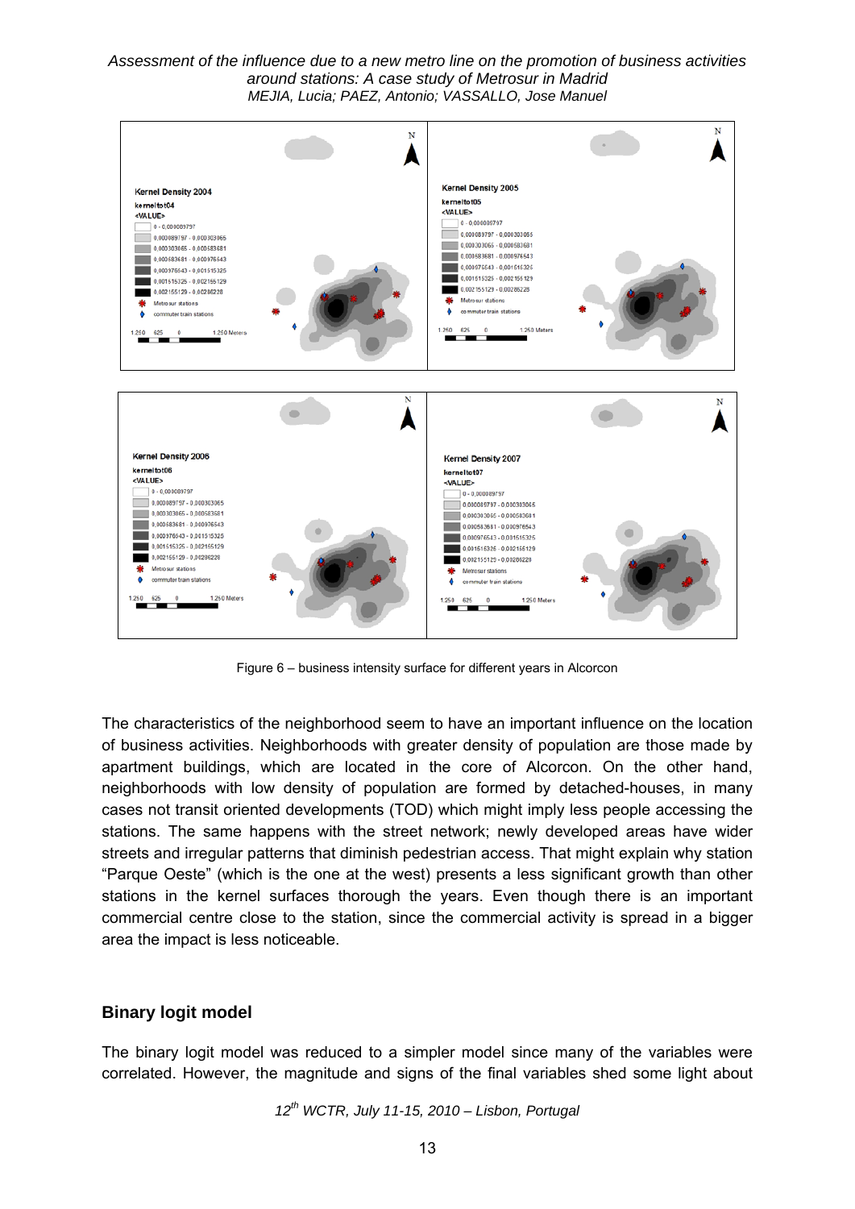Figure 6 – business intensity surface for different years in Alcorcon

The characteristics of the neighborhood seem to have an important influence on the location of business activities. Neighborhoods with greater density of population are those made by apartment buildings, which are located in the core of Alcorcon. On the other hand, neighborhoods with low density of population are formed by detached-houses, in many cases not transit oriented developments (TOD) which might imply less people accessing the stations. The same happens with the street network; newly developed areas have wider streets and irregular patterns that diminish pedestrian access. That might explain why station “Parque Oeste” (which is the one at the west) presents a less significant growth than other stations in the kernel surfaces thorough the years. Even though there is an important commercial centre close to the station, since the commercial activity is spread in a bigger area the impact is less noticeable.

## Binary logit model

The binary logit model was reduced to a simpler model since many of the variables were correlated. However, the magnitude and signs of the final variables shed some light about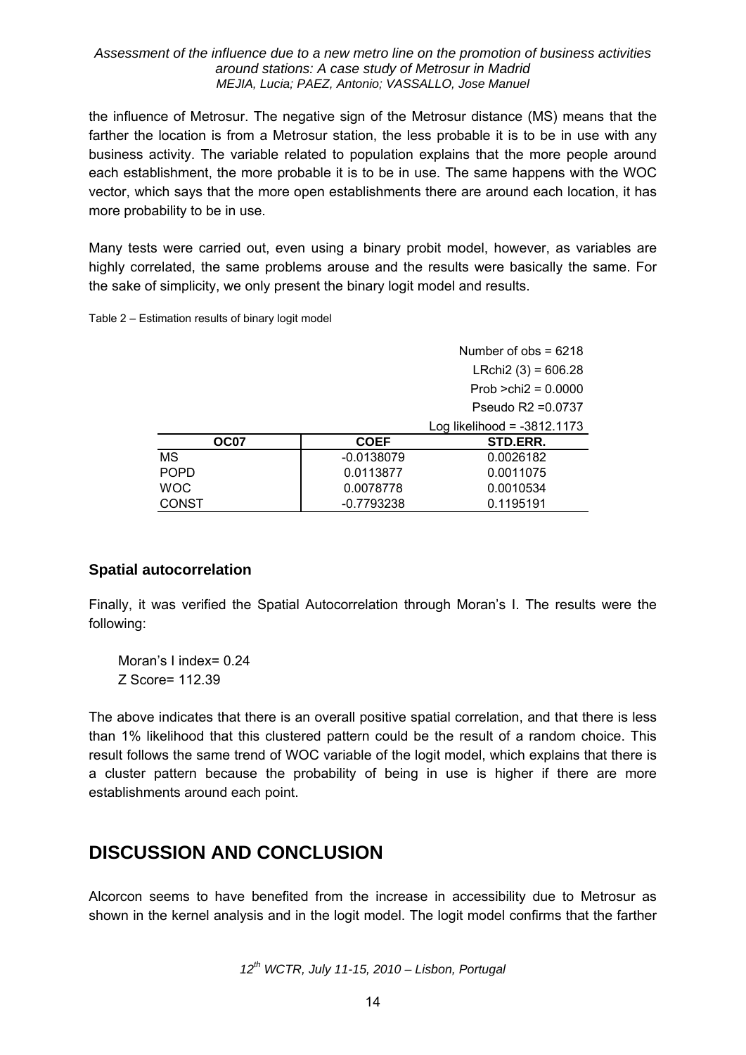the influence of Metrosur. The negative sign of the Metrosur distance (MS) means that the farther the location is from a Metrosur station, the less probable it is to be in use with any business activity. The variable related to population explains that the more people around each establishment, the more probable it is to be in use. The same happens with the WOC vector, which says that the more open establishments there are around each location, it has more probability to be in use.

Many tests were carried out, even using a binary probit model, however, as variables are highly correlated, the same problems arouse and the results were basically the same. For the sake of simplicity, we only present the binary logit model and results.

Table 2 – Estimation results of binary logit model

Number of obs = 6218
LRchi2 (3) = 606.28
Prob >chi2 = 0.0000
Pseudo R2 =0.0737
Log likelihood = -3812.1173

| OC07 | COEF | STD.ERR. |
|---|---|---|
| MS | -0.0138079 | 0.0026182 |
| POPD | 0.0113877 | 0.0011075 |
| WOC | 0.0078778 | 0.0010534 |
| CONST | -0.7793238 | 0.1195191 |

### Spatial autocorrelation

Finally, it was verified the Spatial Autocorrelation through Moran's I. The results were the following:

Moran's I index= 0.24
Z Score= 112.39

The above indicates that there is an overall positive spatial correlation, and that there is less than 1% likelihood that this clustered pattern could be the result of a random choice. This result follows the same trend of WOC variable of the logit model, which explains that there is a cluster pattern because the probability of being in use is higher if there are more establishments around each point.

## DISCUSSION AND CONCLUSION

Alcorcon seems to have benefited from the increase in accessibility due to Metrosur as shown in the kernel analysis and in the logit model. The logit model confirms that the farther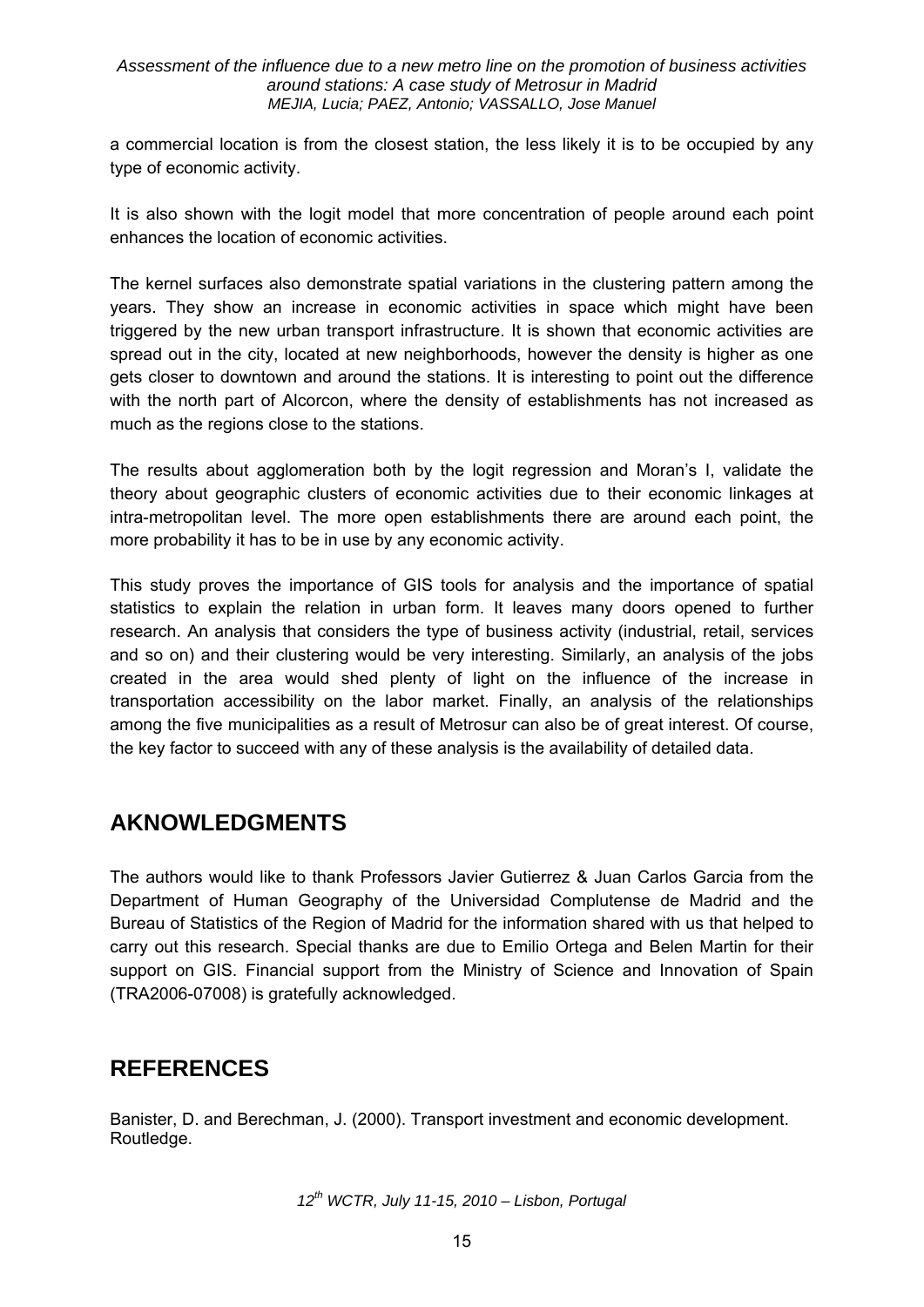a commercial location is from the closest station, the less likely it is to be occupied by any type of economic activity.

It is also shown with the logit model that more concentration of people around each point enhances the location of economic activities.

The kernel surfaces also demonstrate spatial variations in the clustering pattern among the years. They show an increase in economic activities in space which might have been triggered by the new urban transport infrastructure. It is shown that economic activities are spread out in the city, located at new neighborhoods, however the density is higher as one gets closer to downtown and around the stations. It is interesting to point out the difference with the north part of Alcorcon, where the density of establishments has not increased as much as the regions close to the stations.

The results about agglomeration both by the logit regression and Moran's I, validate the theory about geographic clusters of economic activities due to their economic linkages at intra-metropolitan level. The more open establishments there are around each point, the more probability it has to be in use by any economic activity.

This study proves the importance of GIS tools for analysis and the importance of spatial statistics to explain the relation in urban form. It leaves many doors opened to further research. An analysis that considers the type of business activity (industrial, retail, services and so on) and their clustering would be very interesting. Similarly, an analysis of the jobs created in the area would shed plenty of light on the influence of the increase in transportation accessibility on the labor market. Finally, an analysis of the relationships among the five municipalities as a result of Metrosur can also be of great interest. Of course, the key factor to succeed with any of these analysis is the availability of detailed data.

## AKNOWLEDGMENTS

The authors would like to thank Professors Javier Gutierrez & Juan Carlos Garcia from the Department of Human Geography of the Universidad Complutense de Madrid and the Bureau of Statistics of the Region of Madrid for the information shared with us that helped to carry out this research. Special thanks are due to Emilio Ortega and Belen Martin for their support on GIS. Financial support from the Ministry of Science and Innovation of Spain (TRA2006-07008) is gratefully acknowledged.

## REFERENCES

Banister, D. and Berechman, J. (2000). Transport investment and economic development. Routledge.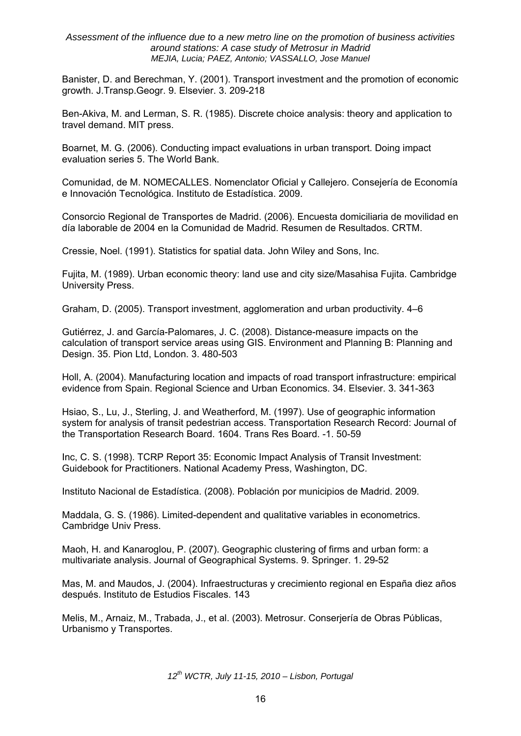Banister, D. and Berechman, Y. (2001). Transport investment and the promotion of economic growth. J.Transp.Geogr. 9. Elsevier. 3. 209-218

Ben-Akiva, M. and Lerman, S. R. (1985). Discrete choice analysis: theory and application to travel demand. MIT press.

Boarnet, M. G. (2006). Conducting impact evaluations in urban transport. Doing impact evaluation series 5. The World Bank.

Comunidad, de M. NOMECALLES. Nomenclator Oficial y Callejero. Consejería de Economía e Innovación Tecnológica. Instituto de Estadística. 2009.

Consorcio Regional de Transportes de Madrid. (2006). Encuesta domiciliaria de movilidad en día laborable de 2004 en la Comunidad de Madrid. Resumen de Resultados. CRTM.

Cressie, Noel. (1991). Statistics for spatial data. John Wiley and Sons, Inc.

Fujita, M. (1989). Urban economic theory: land use and city size/Masahisa Fujita. Cambridge University Press.

Graham, D. (2005). Transport investment, agglomeration and urban productivity. 4–6

Gutiérrez, J. and García-Palomares, J. C. (2008). Distance-measure impacts on the calculation of transport service areas using GIS. Environment and Planning B: Planning and Design. 35. Pion Ltd, London. 3. 480-503

Holl, A. (2004). Manufacturing location and impacts of road transport infrastructure: empirical evidence from Spain. Regional Science and Urban Economics. 34. Elsevier. 3. 341-363

Hsiao, S., Lu, J., Sterling, J. and Weatherford, M. (1997). Use of geographic information system for analysis of transit pedestrian access. Transportation Research Record: Journal of the Transportation Research Board. 1604. Trans Res Board. -1. 50-59

Inc, C. S. (1998). TCRP Report 35: Economic Impact Analysis of Transit Investment: Guidebook for Practitioners. National Academy Press, Washington, DC.

Instituto Nacional de Estadística. (2008). Población por municipios de Madrid. 2009.

Maddala, G. S. (1986). Limited-dependent and qualitative variables in econometrics. Cambridge Univ Press.

Maoh, H. and Kanaroglou, P. (2007). Geographic clustering of firms and urban form: a multivariate analysis. Journal of Geographical Systems. 9. Springer. 1. 29-52

Mas, M. and Maudos, J. (2004). Infraestructuras y crecimiento regional en España diez años después. Instituto de Estudios Fiscales. 143

Melis, M., Arnaiz, M., Trabada, J., et al. (2003). Metrosur. Conserjería de Obras Públicas, Urbanismo y Transportes.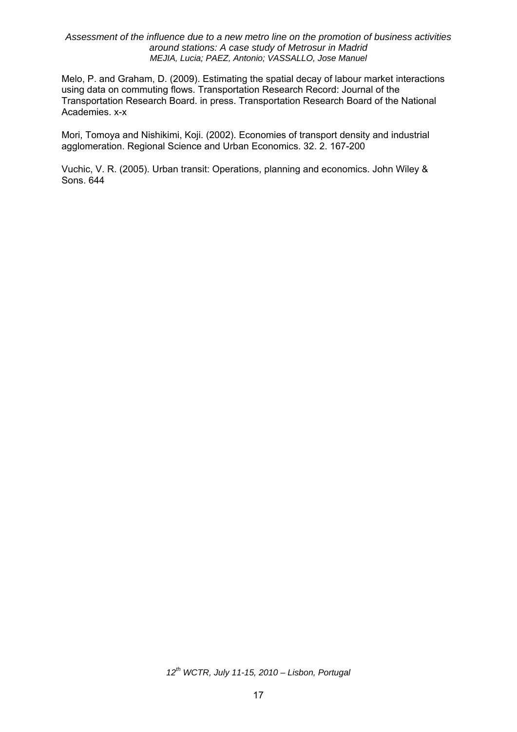Melo, P. and Graham, D. (2009). Estimating the spatial decay of labour market interactions using data on commuting flows. Transportation Research Record: Journal of the Transportation Research Board. in press. Transportation Research Board of the National Academies. x-x

Mori, Tomoya and Nishikimi, Koji. (2002). Economies of transport density and industrial agglomeration. Regional Science and Urban Economics. 32. 2. 167-200

Vuchic, V. R. (2005). Urban transit: Operations, planning and economics. John Wiley & Sons. 644